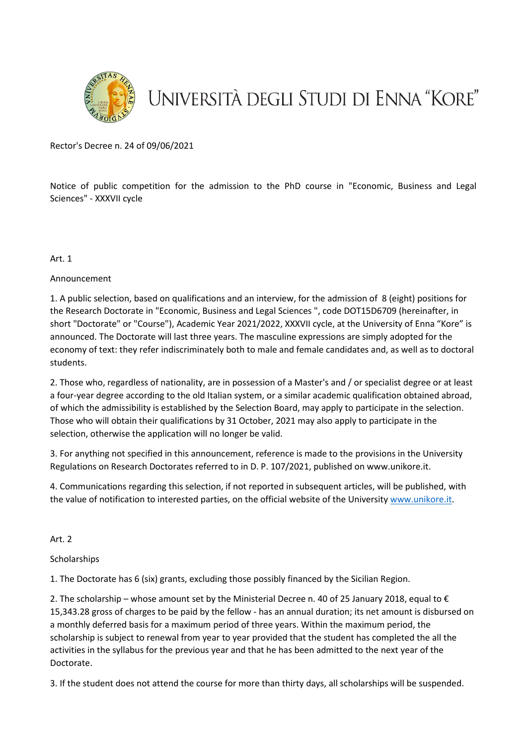# Università degli Studi di Enna "Kore"

Rector's Decree n. 24 of 09/06/2021

Notice of public competition for the admission to the PhD course in "Economic, Business and Legal Sciences" - XXXVII cycle

## Art. 1

### Announcement

1. A public selection, based on qualifications and an interview, for the admission of 8 (eight) positions for the Research Doctorate in "Economic, Business and Legal Sciences ", code DOT15D6709 (hereinafter, in short "Doctorate" or "Course"), Academic Year 2021/2022, XXXVII cycle, at the University of Enna "Kore" is announced. The Doctorate will last three years. The masculine expressions are simply adopted for the economy of text: they refer indiscriminately both to male and female candidates and, as well as to doctoral students.

2. Those who, regardless of nationality, are in possession of a Master's and / or specialist degree or at least a four-year degree according to the old Italian system, or a similar academic qualification obtained abroad, of which the admissibility is established by the Selection Board, may apply to participate in the selection. Those who will obtain their qualifications by 31 October, 2021 may also apply to participate in the selection, otherwise the application will no longer be valid.

3. For anything not specified in this announcement, reference is made to the provisions in the University Regulations on Research Doctorates referred to in D. P. 107/2021, published on www.unikore.it.

4. Communications regarding this selection, if not reported in subsequent articles, will be published, with the value of notification to interested parties, on the official website of the University www.unikore.it.

## Art. 2

### Scholarships

1. The Doctorate has 6 (six) grants, excluding those possibly financed by the Sicilian Region.

2. The scholarship – whose amount set by the Ministerial Decree n. 40 of 25 January 2018, equal to € 15,343.28 gross of charges to be paid by the fellow - has an annual duration; its net amount is disbursed on a monthly deferred basis for a maximum period of three years. Within the maximum period, the scholarship is subject to renewal from year to year provided that the student has completed the all the activities in the syllabus for the previous year and that he has been admitted to the next year of the Doctorate.

3. If the student does not attend the course for more than thirty days, all scholarships will be suspended.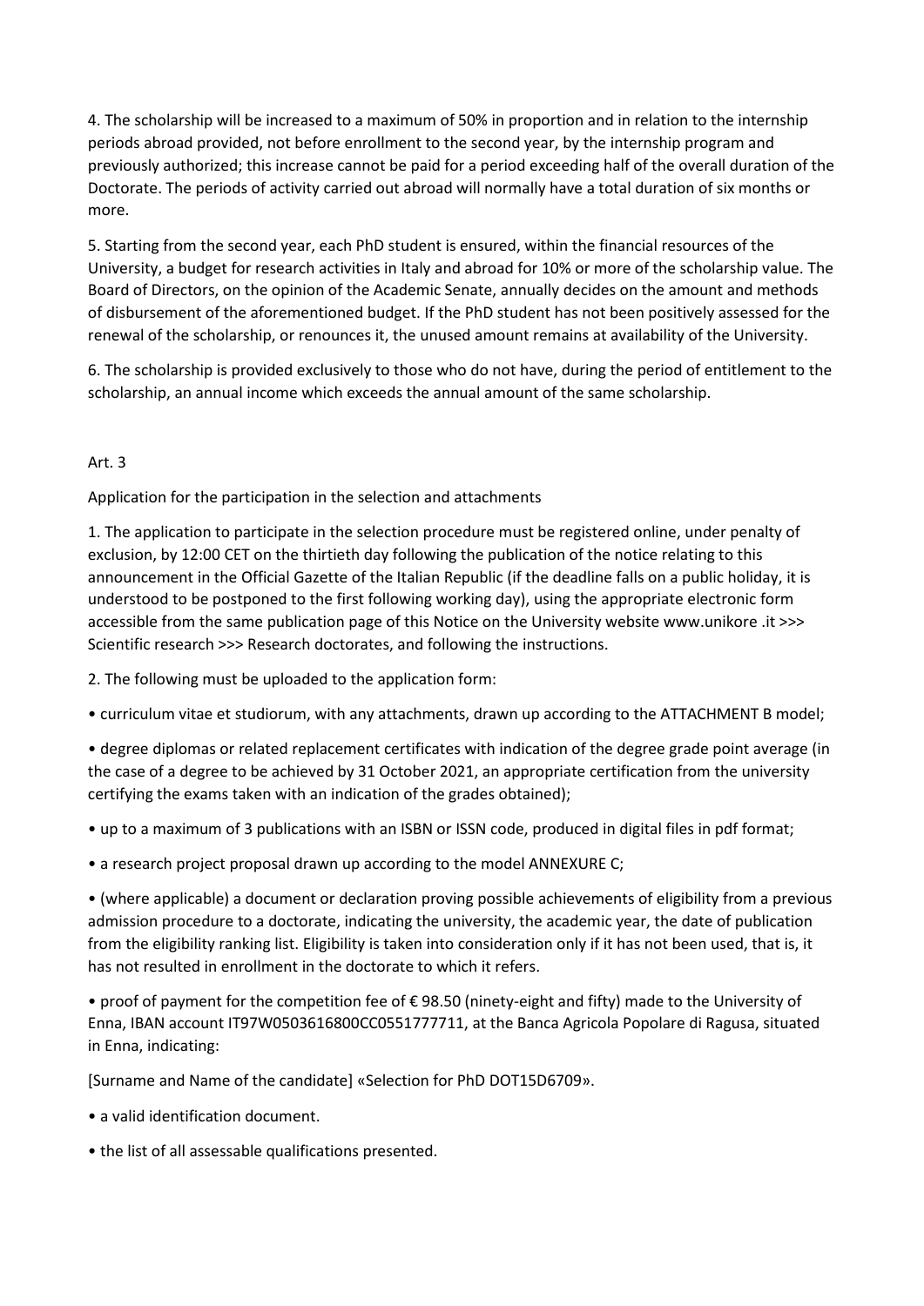4. The scholarship will be increased to a maximum of 50% in proportion and in relation to the internship periods abroad provided, not before enrollment to the second year, by the internship program and previously authorized; this increase cannot be paid for a period exceeding half of the overall duration of the Doctorate. The periods of activity carried out abroad will normally have a total duration of six months or more.

5. Starting from the second year, each PhD student is ensured, within the financial resources of the University, a budget for research activities in Italy and abroad for 10% or more of the scholarship value. The Board of Directors, on the opinion of the Academic Senate, annually decides on the amount and methods of disbursement of the aforementioned budget. If the PhD student has not been positively assessed for the renewal of the scholarship, or renounces it, the unused amount remains at availability of the University.

6. The scholarship is provided exclusively to those who do not have, during the period of entitlement to the scholarship, an annual income which exceeds the annual amount of the same scholarship.

## Art. 3

### Application for the participation in the selection and attachments

1. The application to participate in the selection procedure must be registered online, under penalty of exclusion, by 12:00 CET on the thirtieth day following the publication of the notice relating to this announcement in the Official Gazette of the Italian Republic (if the deadline falls on a public holiday, it is understood to be postponed to the first following working day), using the appropriate electronic form accessible from the same publication page of this Notice on the University website www.unikore .it >>> Scientific research >>> Research doctorates, and following the instructions.

2. The following must be uploaded to the application form:

- curriculum vitae et studiorum, with any attachments, drawn up according to the ATTACHMENT B model;
- degree diplomas or related replacement certificates with indication of the degree grade point average (in the case of a degree to be achieved by 31 October 2021, an appropriate certification from the university certifying the exams taken with an indication of the grades obtained);
- up to a maximum of 3 publications with an ISBN or ISSN code, produced in digital files in pdf format;
- a research project proposal drawn up according to the model ANNEXURE C;
- (where applicable) a document or declaration proving possible achievements of eligibility from a previous admission procedure to a doctorate, indicating the university, the academic year, the date of publication from the eligibility ranking list. Eligibility is taken into consideration only if it has not been used, that is, it has not resulted in enrollment in the doctorate to which it refers.
- proof of payment for the competition fee of € 98.50 (ninety-eight and fifty) made to the University of Enna, IBAN account IT97W0503616800CC0551777711, at the Banca Agricola Popolare di Ragusa, situated in Enna, indicating:

[Surname and Name of the candidate] «Selection for PhD DOT15D6709».

- a valid identification document.
- the list of all assessable qualifications presented.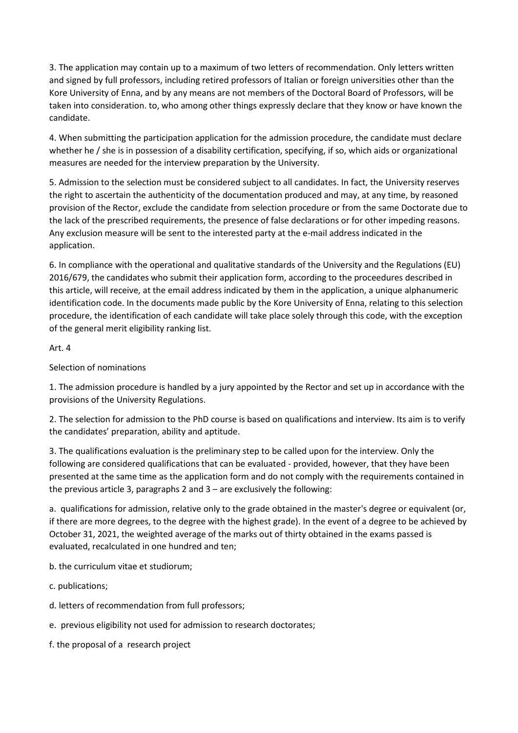3. The application may contain up to a maximum of two letters of recommendation. Only letters written and signed by full professors, including retired professors of Italian or foreign universities other than the Kore University of Enna, and by any means are not members of the Doctoral Board of Professors, will be taken into consideration. to, who among other things expressly declare that they know or have known the candidate.

4. When submitting the participation application for the admission procedure, the candidate must declare whether he / she is in possession of a disability certification, specifying, if so, which aids or organizational measures are needed for the interview preparation by the University.

5. Admission to the selection must be considered subject to all candidates. In fact, the University reserves the right to ascertain the authenticity of the documentation produced and may, at any time, by reasoned provision of the Rector, exclude the candidate from selection procedure or from the same Doctorate due to the lack of the prescribed requirements, the presence of false declarations or for other impeding reasons. Any exclusion measure will be sent to the interested party at the e-mail address indicated in the application.

6. In compliance with the operational and qualitative standards of the University and the Regulations (EU) 2016/679, the candidates who submit their application form, according to the proceedures described in this article, will receive, at the email address indicated by them in the application, a unique alphanumeric identification code. In the documents made public by the Kore University of Enna, relating to this selection procedure, the identification of each candidate will take place solely through this code, with the exception of the general merit eligibility ranking list.

## Art. 4

### Selection of nominations

1. The admission procedure is handled by a jury appointed by the Rector and set up in accordance with the provisions of the University Regulations.

2. The selection for admission to the PhD course is based on qualifications and interview. Its aim is to verify the candidates' preparation, ability and aptitude.

3. The qualifications evaluation is the preliminary step to be called upon for the interview. Only the following are considered qualifications that can be evaluated - provided, however, that they have been presented at the same time as the application form and do not comply with the requirements contained in the previous article 3, paragraphs 2 and 3 – are exclusively the following:

a. qualifications for admission, relative only to the grade obtained in the master's degree or equivalent (or, if there are more degrees, to the degree with the highest grade). In the event of a degree to be achieved by October 31, 2021, the weighted average of the marks out of thirty obtained in the exams passed is evaluated, recalculated in one hundred and ten;

b. the curriculum vitae et studiorum;

c. publications;

d. letters of recommendation from full professors;

e. previous eligibility not used for admission to research doctorates;

f. the proposal of a research project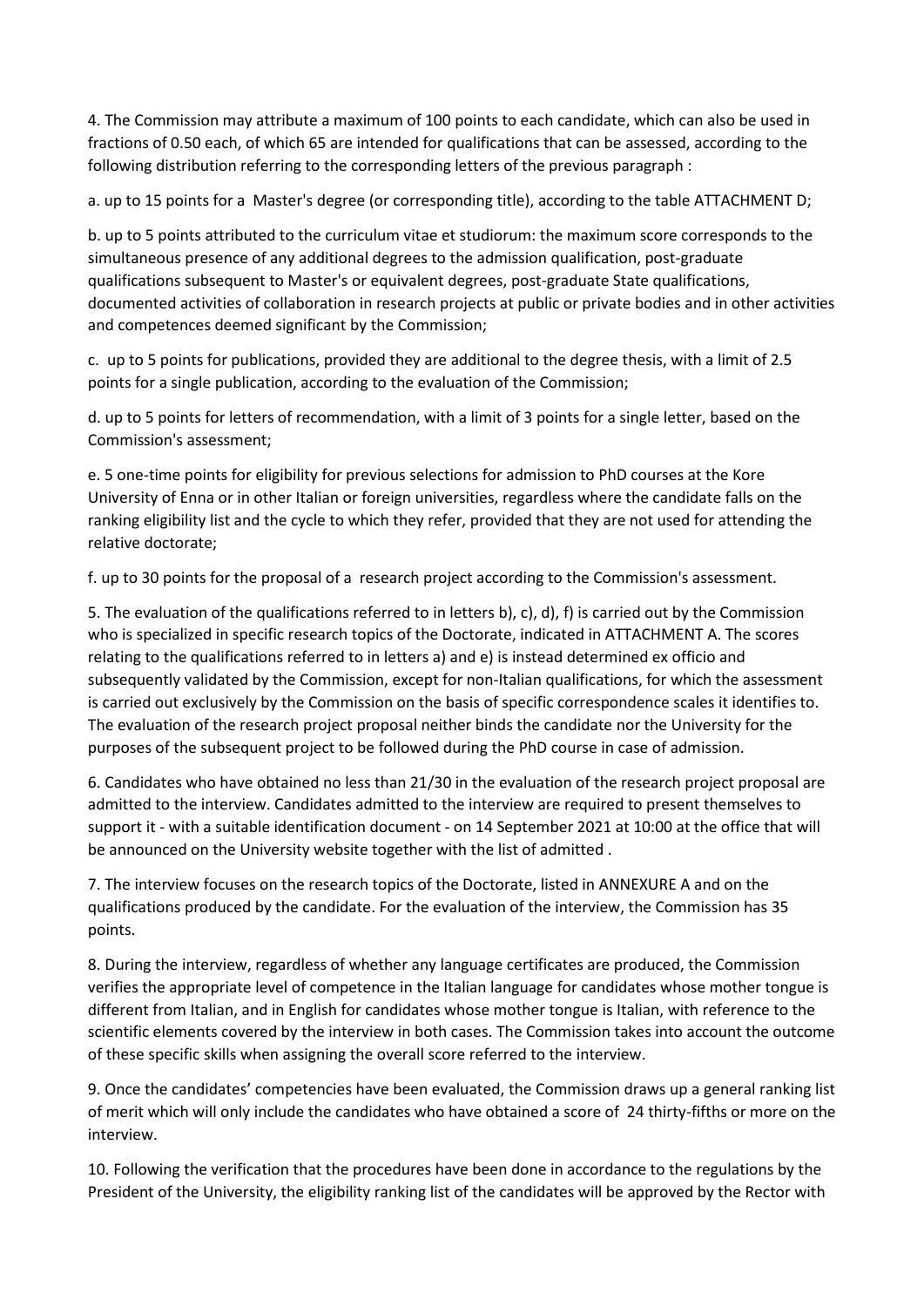4. The Commission may attribute a maximum of 100 points to each candidate, which can also be used in fractions of 0.50 each, of which 65 are intended for qualifications that can be assessed, according to the following distribution referring to the corresponding letters of the previous paragraph :

a. up to 15 points for a Master's degree (or corresponding title), according to the table ATTACHMENT D;

b. up to 5 points attributed to the curriculum vitae et studiorum: the maximum score corresponds to the simultaneous presence of any additional degrees to the admission qualification, post-graduate qualifications subsequent to Master's or equivalent degrees, post-graduate State qualifications, documented activities of collaboration in research projects at public or private bodies and in other activities and competences deemed significant by the Commission;

c. up to 5 points for publications, provided they are additional to the degree thesis, with a limit of 2.5 points for a single publication, according to the evaluation of the Commission;

d. up to 5 points for letters of recommendation, with a limit of 3 points for a single letter, based on the Commission's assessment;

e. 5 one-time points for eligibility for previous selections for admission to PhD courses at the Kore University of Enna or in other Italian or foreign universities, regardless where the candidate falls on the ranking eligibility list and the cycle to which they refer, provided that they are not used for attending the relative doctorate;

f. up to 30 points for the proposal of a research project according to the Commission's assessment.

5. The evaluation of the qualifications referred to in letters b), c), d), f) is carried out by the Commission who is specialized in specific research topics of the Doctorate, indicated in ATTACHMENT A. The scores relating to the qualifications referred to in letters a) and e) is instead determined ex officio and subsequently validated by the Commission, except for non-Italian qualifications, for which the assessment is carried out exclusively by the Commission on the basis of specific correspondence scales it identifies to. The evaluation of the research project proposal neither binds the candidate nor the University for the purposes of the subsequent project to be followed during the PhD course in case of admission.

6. Candidates who have obtained no less than 21/30 in the evaluation of the research project proposal are admitted to the interview. Candidates admitted to the interview are required to present themselves to support it - with a suitable identification document - on 14 September 2021 at 10:00 at the office that will be announced on the University website together with the list of admitted .

7. The interview focuses on the research topics of the Doctorate, listed in ANNEXURE A and on the qualifications produced by the candidate. For the evaluation of the interview, the Commission has 35 points.

8. During the interview, regardless of whether any language certificates are produced, the Commission verifies the appropriate level of competence in the Italian language for candidates whose mother tongue is different from Italian, and in English for candidates whose mother tongue is Italian, with reference to the scientific elements covered by the interview in both cases. The Commission takes into account the outcome of these specific skills when assigning the overall score referred to the interview.

9. Once the candidates' competencies have been evaluated, the Commission draws up a general ranking list of merit which will only include the candidates who have obtained a score of 24 thirty-fifths or more on the interview.

10. Following the verification that the procedures have been done in accordance to the regulations by the President of the University, the eligibility ranking list of the candidates will be approved by the Rector with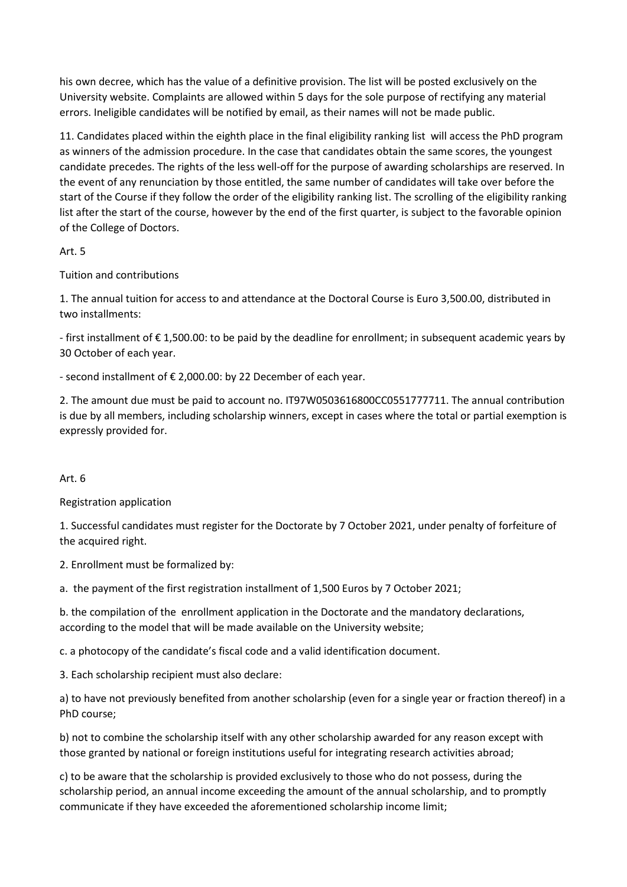his own decree, which has the value of a definitive provision. The list will be posted exclusively on the University website. Complaints are allowed within 5 days for the sole purpose of rectifying any material errors. Ineligible candidates will be notified by email, as their names will not be made public.

11. Candidates placed within the eighth place in the final eligibility ranking list will access the PhD program as winners of the admission procedure. In the case that candidates obtain the same scores, the youngest candidate precedes. The rights of the less well-off for the purpose of awarding scholarships are reserved. In the event of any renunciation by those entitled, the same number of candidates will take over before the start of the Course if they follow the order of the eligibility ranking list. The scrolling of the eligibility ranking list after the start of the course, however by the end of the first quarter, is subject to the favorable opinion of the College of Doctors.

Art. 5

Tuition and contributions

1. The annual tuition for access to and attendance at the Doctoral Course is Euro 3,500.00, distributed in two installments:

- first installment of € 1,500.00: to be paid by the deadline for enrollment; in subsequent academic years by 30 October of each year.

- second installment of € 2,000.00: by 22 December of each year.

2. The amount due must be paid to account no. IT97W0503616800CC0551777711. The annual contribution is due by all members, including scholarship winners, except in cases where the total or partial exemption is expressly provided for.

Art. 6

Registration application

1. Successful candidates must register for the Doctorate by 7 October 2021, under penalty of forfeiture of the acquired right.

2. Enrollment must be formalized by:

a. the payment of the first registration installment of 1,500 Euros by 7 October 2021;

b. the compilation of the enrollment application in the Doctorate and the mandatory declarations, according to the model that will be made available on the University website;

c. a photocopy of the candidate's fiscal code and a valid identification document.

3. Each scholarship recipient must also declare:

a) to have not previously benefited from another scholarship (even for a single year or fraction thereof) in a PhD course;

b) not to combine the scholarship itself with any other scholarship awarded for any reason except with those granted by national or foreign institutions useful for integrating research activities abroad;

c) to be aware that the scholarship is provided exclusively to those who do not possess, during the scholarship period, an annual income exceeding the amount of the annual scholarship, and to promptly communicate if they have exceeded the aforementioned scholarship income limit;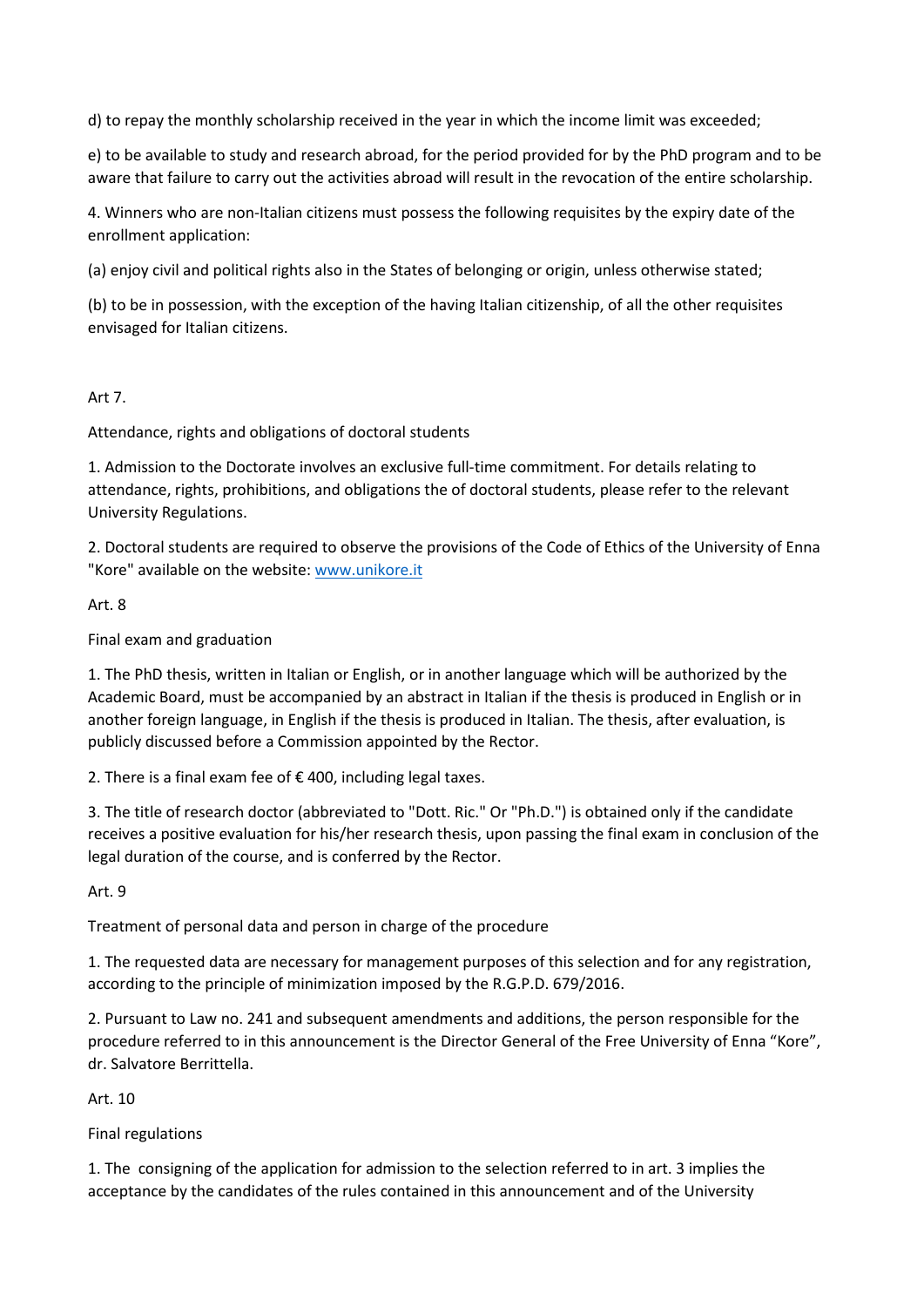d) to repay the monthly scholarship received in the year in which the income limit was exceeded;

e) to be available to study and research abroad, for the period provided for by the PhD program and to be aware that failure to carry out the activities abroad will result in the revocation of the entire scholarship.

4. Winners who are non-Italian citizens must possess the following requisites by the expiry date of the enrollment application:

(a) enjoy civil and political rights also in the States of belonging or origin, unless otherwise stated;

(b) to be in possession, with the exception of the having Italian citizenship, of all the other requisites envisaged for Italian citizens.

Art 7.

Attendance, rights and obligations of doctoral students

1. Admission to the Doctorate involves an exclusive full-time commitment. For details relating to attendance, rights, prohibitions, and obligations the of doctoral students, please refer to the relevant University Regulations.

2. Doctoral students are required to observe the provisions of the Code of Ethics of the University of Enna "Kore" available on the website: [www.unikore.it](http://www.unikore.it)

Art. 8

Final exam and graduation

1. The PhD thesis, written in Italian or English, or in another language which will be authorized by the Academic Board, must be accompanied by an abstract in Italian if the thesis is produced in English or in another foreign language, in English if the thesis is produced in Italian. The thesis, after evaluation, is publicly discussed before a Commission appointed by the Rector.

2. There is a final exam fee of € 400, including legal taxes.

3. The title of research doctor (abbreviated to "Dott. Ric." Or "Ph.D.") is obtained only if the candidate receives a positive evaluation for his/her research thesis, upon passing the final exam in conclusion of the legal duration of the course, and is conferred by the Rector.

Art. 9

Treatment of personal data and person in charge of the procedure

1. The requested data are necessary for management purposes of this selection and for any registration, according to the principle of minimization imposed by the R.G.P.D. 679/2016.

2. Pursuant to Law no. 241 and subsequent amendments and additions, the person responsible for the procedure referred to in this announcement is the Director General of the Free University of Enna "Kore", dr. Salvatore Berrittella.

Art. 10

Final regulations

1. The consigning of the application for admission to the selection referred to in art. 3 implies the acceptance by the candidates of the rules contained in this announcement and of the University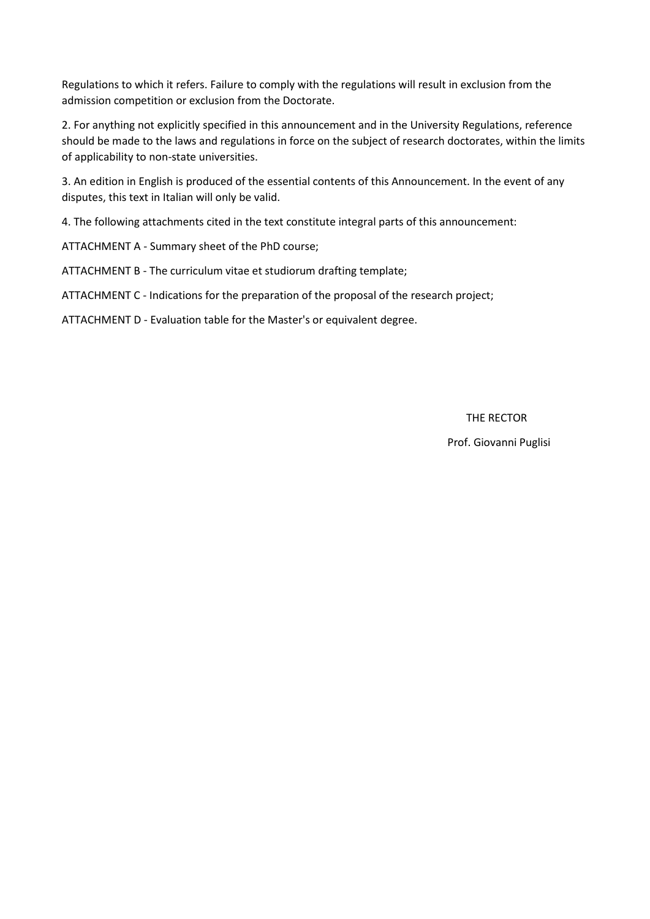Regulations to which it refers. Failure to comply with the regulations will result in exclusion from the admission competition or exclusion from the Doctorate.

2. For anything not explicitly specified in this announcement and in the University Regulations, reference should be made to the laws and regulations in force on the subject of research doctorates, within the limits of applicability to non-state universities.

3. An edition in English is produced of the essential contents of this Announcement. In the event of any disputes, this text in Italian will only be valid.

4. The following attachments cited in the text constitute integral parts of this announcement:

ATTACHMENT A - Summary sheet of the PhD course;

ATTACHMENT B - The curriculum vitae et studiorum drafting template;

ATTACHMENT C - Indications for the preparation of the proposal of the research project;

ATTACHMENT D - Evaluation table for the Master's or equivalent degree.

THE RECTOR

Prof. Giovanni Puglisi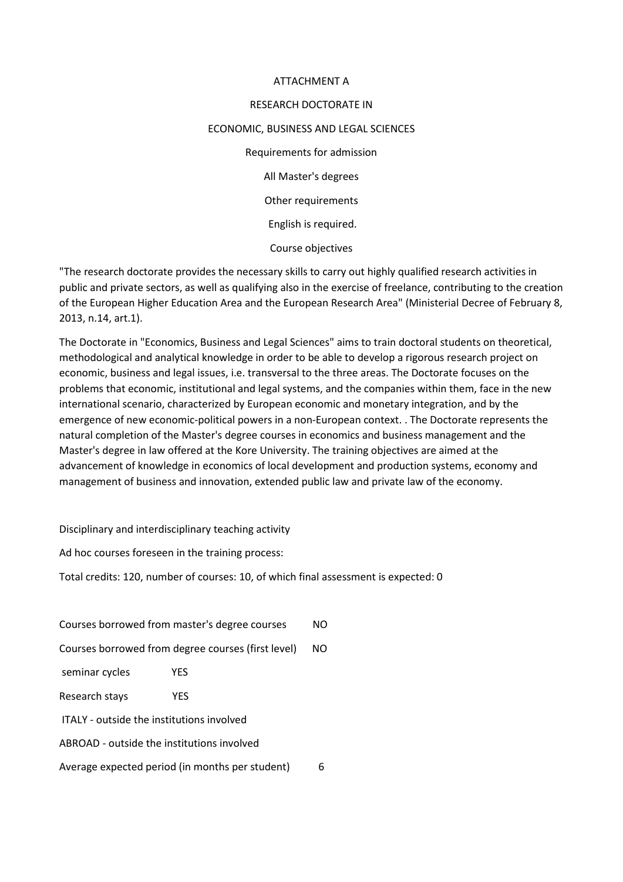ATTACHMENT A

RESEARCH DOCTORATE IN

ECONOMIC, BUSINESS AND LEGAL SCIENCES

Requirements for admission

All Master's degrees

Other requirements

English is required.

Course objectives

"The research doctorate provides the necessary skills to carry out highly qualified research activities in public and private sectors, as well as qualifying also in the exercise of freelance, contributing to the creation of the European Higher Education Area and the European Research Area" (Ministerial Decree of February 8, 2013, n.14, art.1).

The Doctorate in "Economics, Business and Legal Sciences" aims to train doctoral students on theoretical, methodological and analytical knowledge in order to be able to develop a rigorous research project on economic, business and legal issues, i.e. transversal to the three areas. The Doctorate focuses on the problems that economic, institutional and legal systems, and the companies within them, face in the new international scenario, characterized by European economic and monetary integration, and by the emergence of new economic-political powers in a non-European context. . The Doctorate represents the natural completion of the Master's degree courses in economics and business management and the Master's degree in law offered at the Kore University. The training objectives are aimed at the advancement of knowledge in economics of local development and production systems, economy and management of business and innovation, extended public law and private law of the economy.

Disciplinary and interdisciplinary teaching activity

Ad hoc courses foreseen in the training process:

Total credits: 120, number of courses: 10, of which final assessment is expected: 0

Courses borrowed from master's degree courses NO

Courses borrowed from degree courses (first level) NO

seminar cycles YES

Research stays YES

ITALY - outside the institutions involved

ABROAD - outside the institutions involved

Average expected period (in months per student) 6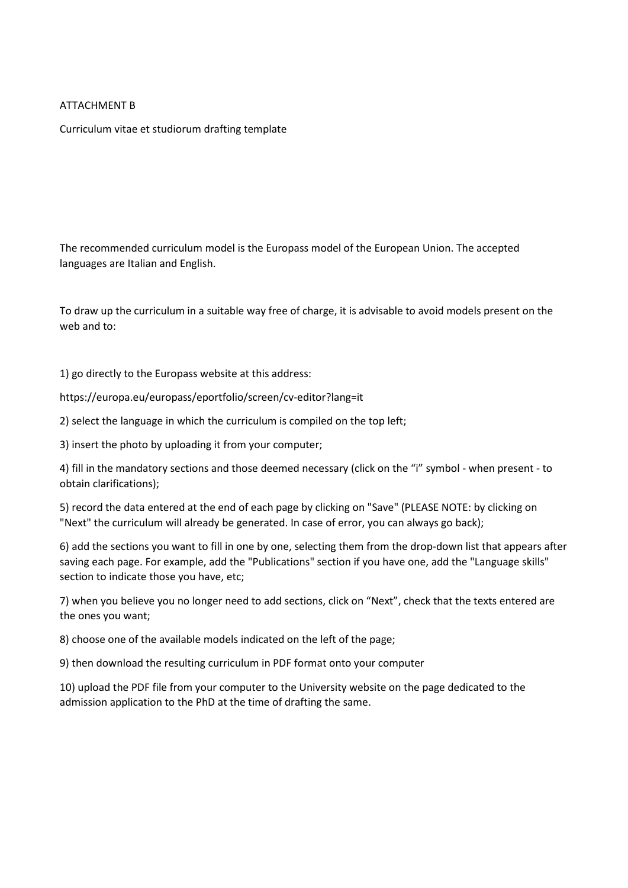ATTACHMENT B

Curriculum vitae et studiorum drafting template

The recommended curriculum model is the Europass model of the European Union. The accepted languages are Italian and English.

To draw up the curriculum in a suitable way free of charge, it is advisable to avoid models present on the web and to:

1) go directly to the Europass website at this address:

https://europa.eu/europass/eportfolio/screen/cv-editor?lang=it

2) select the language in which the curriculum is compiled on the top left;

3) insert the photo by uploading it from your computer;

4) fill in the mandatory sections and those deemed necessary (click on the "i" symbol - when present - to obtain clarifications);

5) record the data entered at the end of each page by clicking on "Save" (PLEASE NOTE: by clicking on "Next" the curriculum will already be generated. In case of error, you can always go back);

6) add the sections you want to fill in one by one, selecting them from the drop-down list that appears after saving each page. For example, add the "Publications" section if you have one, add the "Language skills" section to indicate those you have, etc;

7) when you believe you no longer need to add sections, click on "Next", check that the texts entered are the ones you want;

8) choose one of the available models indicated on the left of the page;

9) then download the resulting curriculum in PDF format onto your computer

10) upload the PDF file from your computer to the University website on the page dedicated to the admission application to the PhD at the time of drafting the same.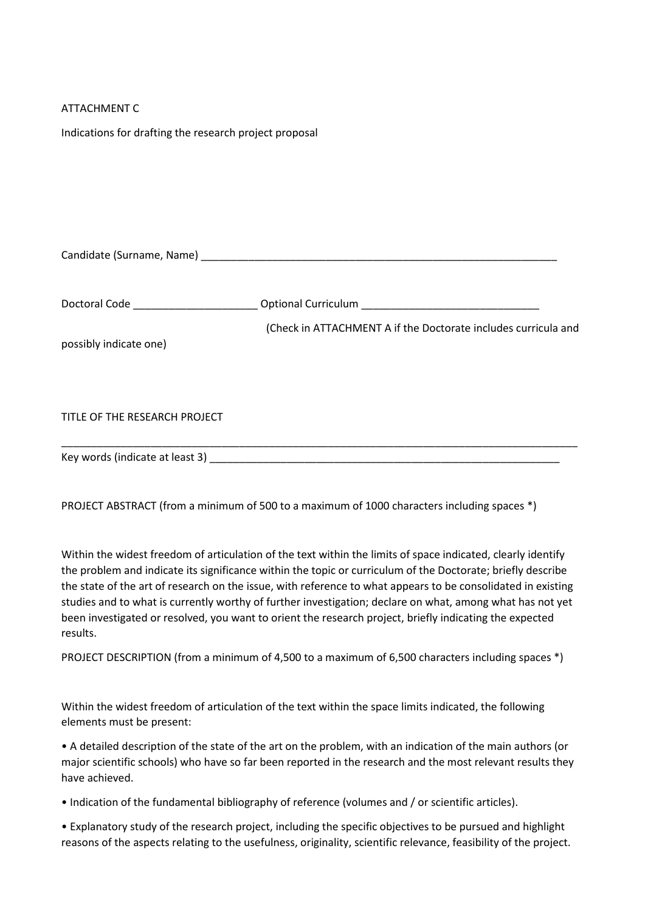ATTACHMENT C

Indications for drafting the research project proposal

Candidate (Surname, Name) ____________________________________________________________

Doctoral Code _____________________ Optional Curriculum ______________________________

(Check in ATTACHMENT A if the Doctorate includes curricula and possibly indicate one)

TITLE OF THE RESEARCH PROJECT

_____________________________________________________________________________________

Key words (indicate at least 3) ______________________________________________________________

PROJECT ABSTRACT (from a minimum of 500 to a maximum of 1000 characters including spaces *)

Within the widest freedom of articulation of the text within the limits of space indicated, clearly identify the problem and indicate its significance within the topic or curriculum of the Doctorate; briefly describe the state of the art of research on the issue, with reference to what appears to be consolidated in existing studies and to what is currently worthy of further investigation; declare on what, among what has not yet been investigated or resolved, you want to orient the research project, briefly indicating the expected results.

PROJECT DESCRIPTION (from a minimum of 4,500 to a maximum of 6,500 characters including spaces *)

Within the widest freedom of articulation of the text within the space limits indicated, the following elements must be present:

• A detailed description of the state of the art on the problem, with an indication of the main authors (or major scientific schools) who have so far been reported in the research and the most relevant results they have achieved.

• Indication of the fundamental bibliography of reference (volumes and / or scientific articles).

• Explanatory study of the research project, including the specific objectives to be pursued and highlight reasons of the aspects relating to the usefulness, originality, scientific relevance, feasibility of the project.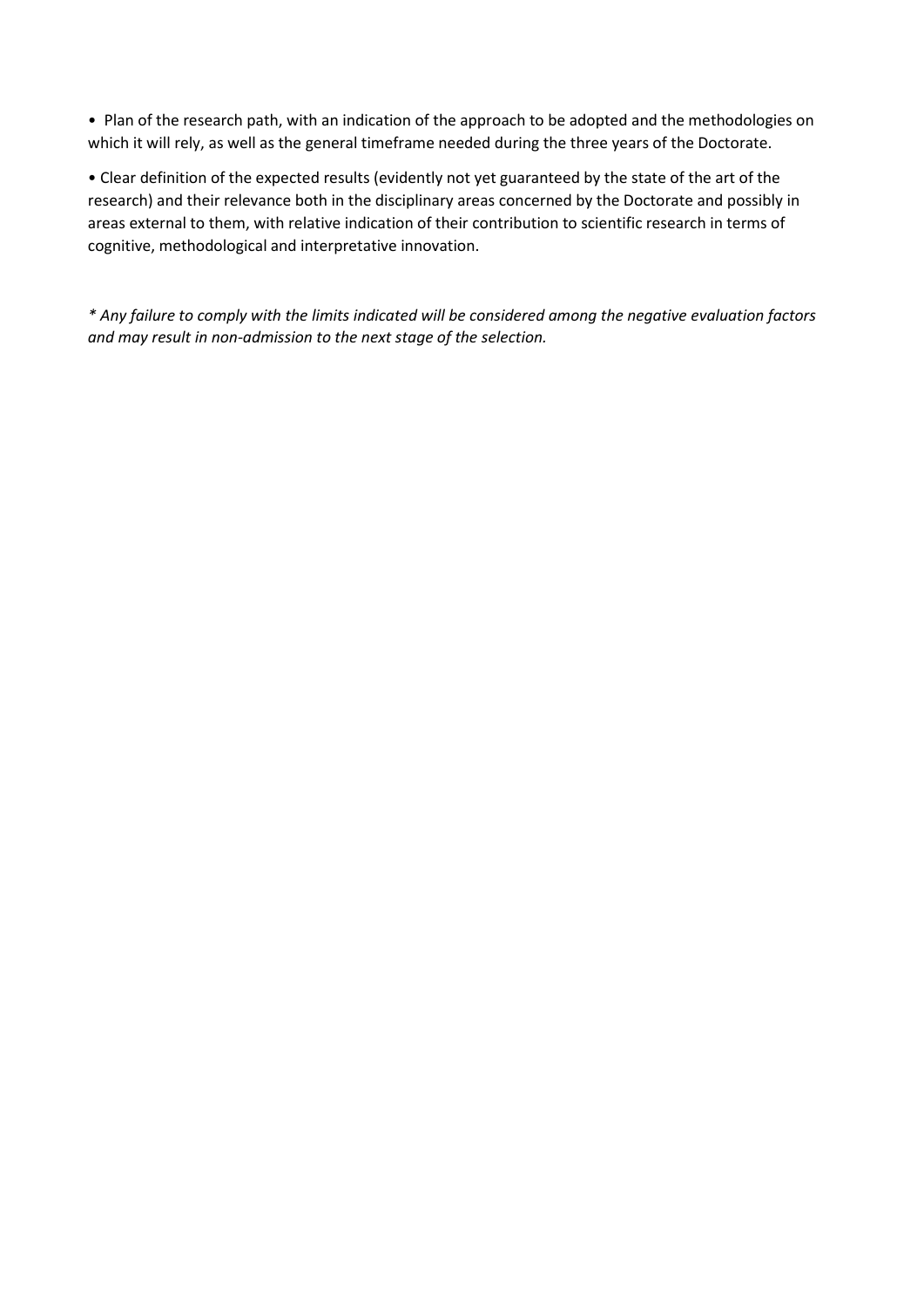- Plan of the research path, with an indication of the approach to be adopted and the methodologies on which it will rely, as well as the general timeframe needed during the three years of the Doctorate.

- Clear definition of the expected results (evidently not yet guaranteed by the state of the art of the research) and their relevance both in the disciplinary areas concerned by the Doctorate and possibly in areas external to them, with relative indication of their contribution to scientific research in terms of cognitive, methodological and interpretative innovation.

*\* Any failure to comply with the limits indicated will be considered among the negative evaluation factors and may result in non-admission to the next stage of the selection.*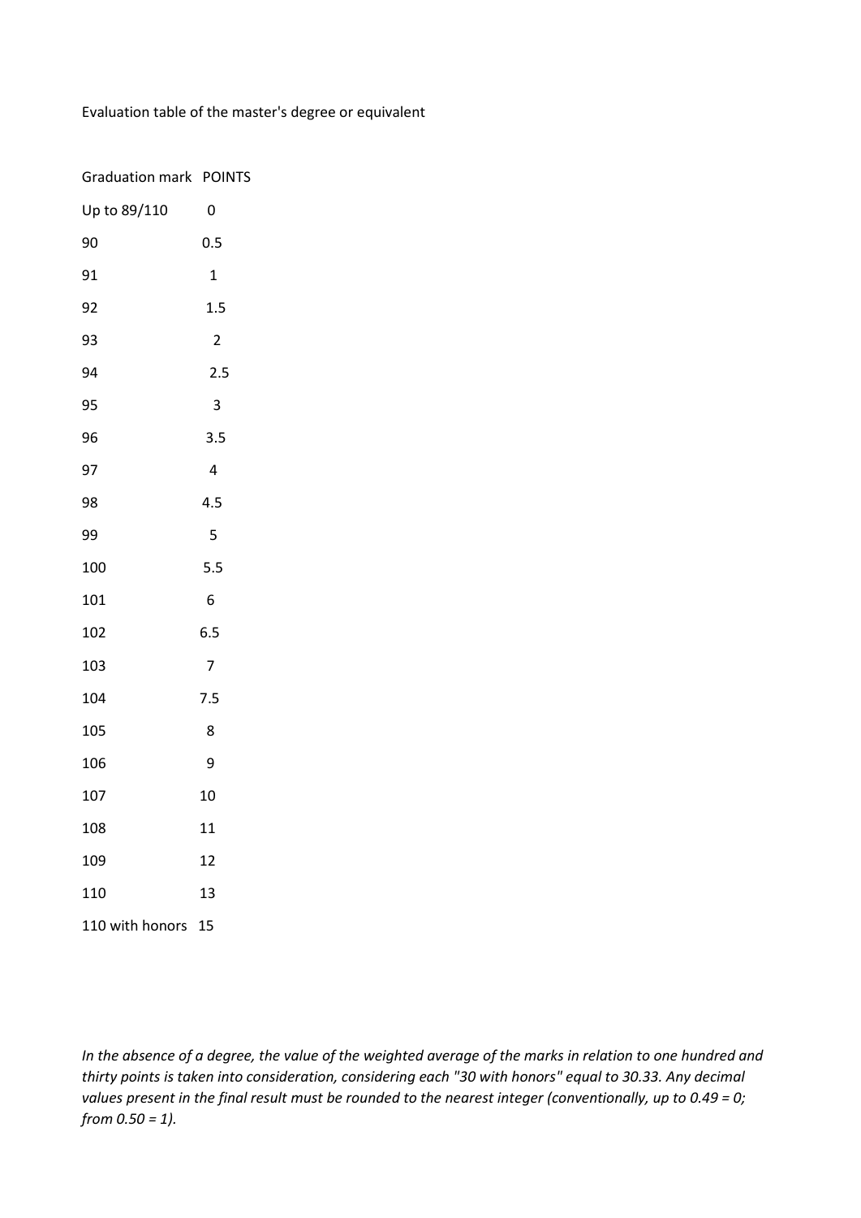Evaluation table of the master's degree or equivalent

| Graduation mark | POINTS |
|---|---|
| Up to 89/110 | 0 |
| 90 | 0.5 |
| 91 | 1 |
| 92 | 1.5 |
| 93 | 2 |
| 94 | 2.5 |
| 95 | 3 |
| 96 | 3.5 |
| 97 | 4 |
| 98 | 4.5 |
| 99 | 5 |
| 100 | 5.5 |
| 101 | 6 |
| 102 | 6.5 |
| 103 | 7 |
| 104 | 7.5 |
| 105 | 8 |
| 106 | 9 |
| 107 | 10 |
| 108 | 11 |
| 109 | 12 |
| 110 | 13 |
| 110 with honors | 15 |

*In the absence of a degree, the value of the weighted average of the marks in relation to one hundred and thirty points is taken into consideration, considering each "30 with honors" equal to 30.33. Any decimal values present in the final result must be rounded to the nearest integer (conventionally, up to 0.49 = 0; from 0.50 = 1).*